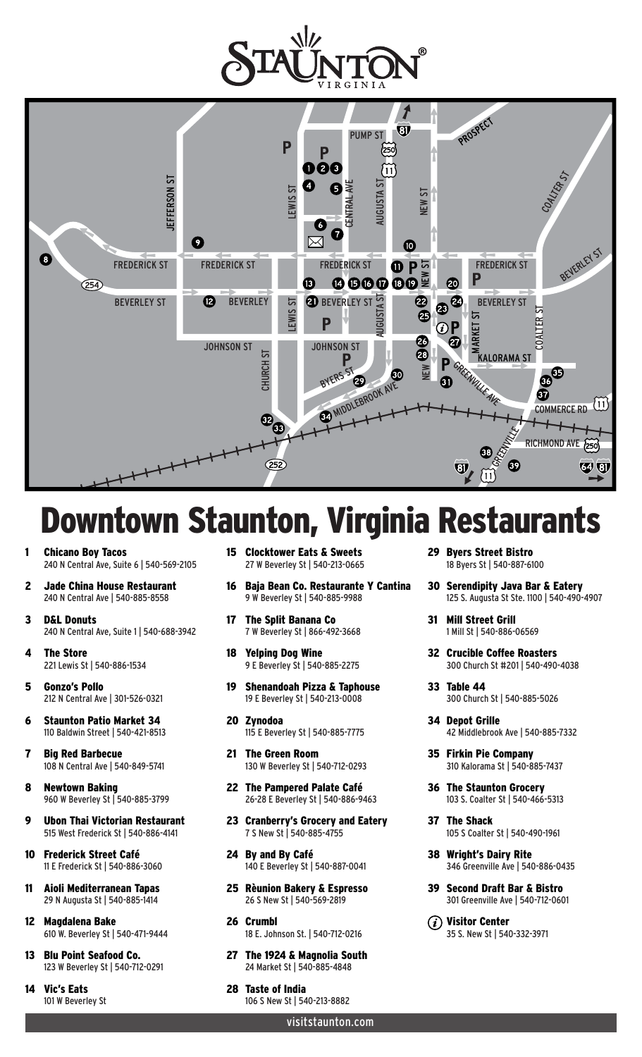# Downtown Staunton, Virginia Restaurants

1. **Chicano Boy Tacos**
   240 N Central Ave, Suite 6 | 540-569-2105
2. **Jade China House Restaurant**
   240 N Central Ave | 540-885-8558
3. **D&L Donuts**
   240 N Central Ave, Suite 1 | 540-688-3942
4. **The Store**
   221 Lewis St | 540-886-1534
5. **Gonzo's Pollo**
   212 N Central Ave | 301-526-0321
6. **Staunton Patio Market 34**
   110 Baldwin Street | 540-421-8513
7. **Big Red Barbecue**
   108 N Central Ave | 540-849-5741
8. **Newtown Baking**
   960 W Beverley St | 540-885-3799
9. **Ubon Thai Victorian Restaurant**
   515 West Frederick St | 540-886-4141
10. **Frederick Street Café**
    11 E Frederick St | 540-886-3060
11. **Aioli Mediterranean Tapas**
    29 N Augusta St | 540-885-1414
12. **Magdalena Bake**
    610 W. Beverley St | 540-471-9444
13. **Blu Point Seafood Co.**
    123 W Beverley St | 540-712-0291
14. **Vic's Eats**
    101 W Beverley St
15. **Clocktower Eats & Sweets**
    27 W Beverley St | 540-213-0665
16. **Baja Bean Co. Restaurante Y Cantina**
    9 W Beverley St | 540-885-9988
17. **The Split Banana Co**
    7 W Beverley St | 866-492-3668
18. **Yelping Dog Wine**
    9 E Beverley St | 540-885-2275
19. **Shenandoah Pizza & Taphouse**
    19 E Beverley St | 540-213-0008
20. **Zynodoa**
    115 E Beverley St | 540-885-7775
21. **The Green Room**
    130 W Beverley St | 540-712-0293
22. **The Pampered Palate Café**
    26-28 E Beverley St | 540-886-9463
23. **Cranberry's Grocery and Eatery**
    7 S New St | 540-885-4755
24. **By and By Café**
    140 E Beverley St | 540-887-0041
25. **Rèunion Bakery & Espresso**
    26 S New St | 540-569-2819
26. **Crumbl**
    18 E. Johnson St. | 540-712-0216
27. **The 1924 & Magnolia South**
    24 Market St | 540-885-4848
28. **Taste of India**
    106 S New St | 540-213-8882
29. **Byers Street Bistro**
    18 Byers St | 540-887-6100
30. **Serendipity Java Bar & Eatery**
    125 S. Augusta St Ste. 1100 | 540-490-4907
31. **Mill Street Grill**
    1 Mill St | 540-886-06569
32. **Crucible Coffee Roasters**
    300 Church St #201 | 540-490-4038
33. **Table 44**
    300 Church St | 540-885-5026
34. **Depot Grille**
    42 Middlebrook Ave | 540-885-7332
35. **Firkin Pie Company**
    310 Kalorama St | 540-885-7437
36. **The Staunton Grocery**
    103 S. Coalter St | 540-466-5313
37. **The Shack**
    105 S Coalter St | 540-490-1961
38. **Wright's Dairy Rite**
    346 Greenville Ave | 540-886-0435
39. **Second Draft Bar & Bistro**
    301 Greenville Ave | 540-712-0601

(i) **Visitor Center**
35 S. New St | 540-332-3971

visitstaunton.com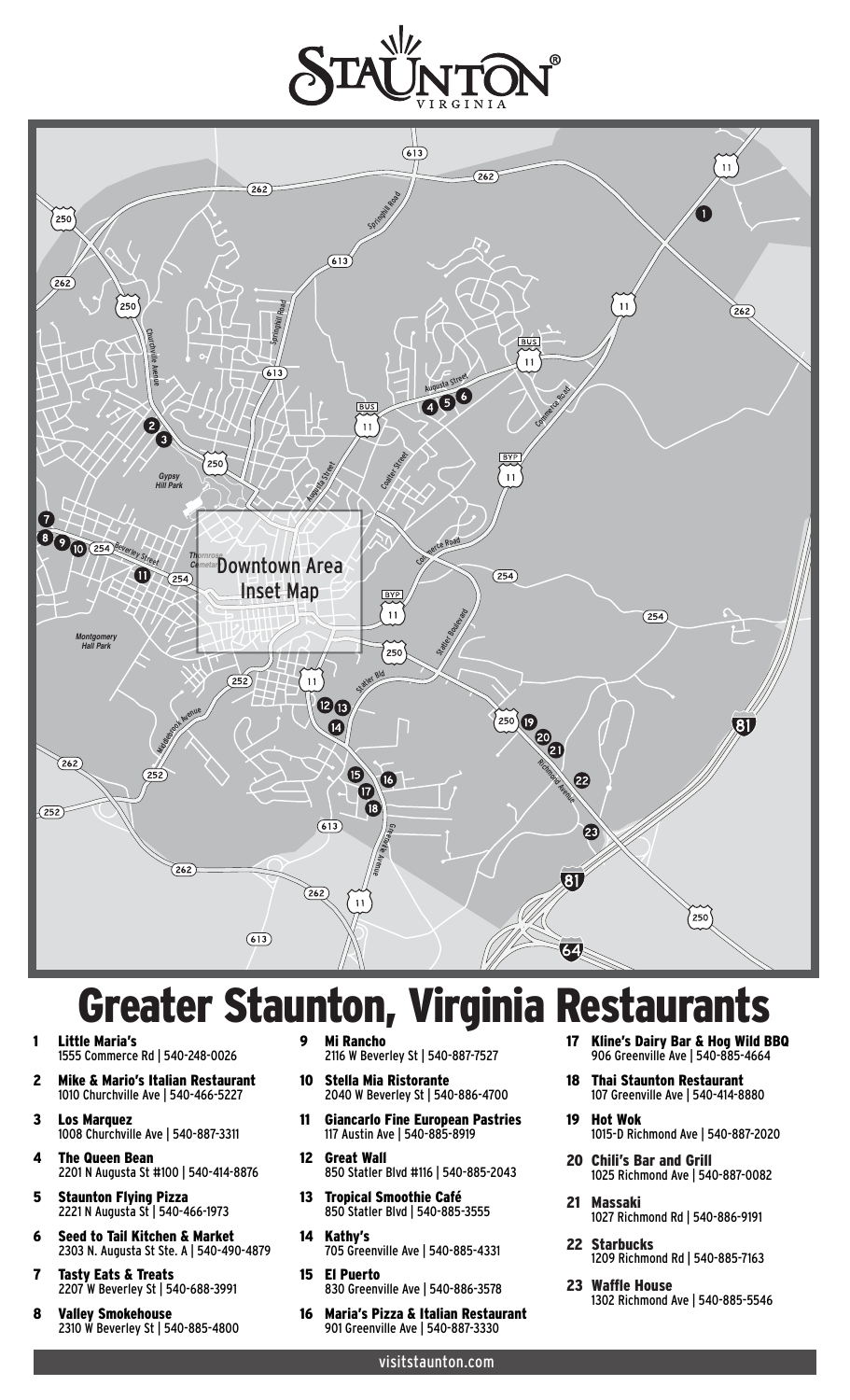STAUNTON®
VIRGINIA

# Greater Staunton, Virginia Restaurants

1. **Little Maria's**
   1555 Commerce Rd | 540-248-0026
2. **Mike & Mario's Italian Restaurant**
   1010 Churchville Ave | 540-466-5227
3. **Los Marquez**
   1008 Churchville Ave | 540-887-3311
4. **The Queen Bean**
   2201 N Augusta St #100 | 540-414-8876
5. **Staunton Flying Pizza**
   2221 N Augusta St | 540-466-1973
6. **Seed to Tail Kitchen & Market**
   2303 N. Augusta St Ste. A | 540-490-4879
7. **Tasty Eats & Treats**
   2207 W Beverley St | 540-688-3991
8. **Valley Smokehouse**
   2310 W Beverley St | 540-885-4800
9. **Mi Rancho**
   2116 W Beverley St | 540-887-7527
10. **Stella Mia Ristorante**
    2040 W Beverley St | 540-886-4700
11. **Giancarlo Fine European Pastries**
    117 Austin Ave | 540-885-8919
12. **Great Wall**
    850 Statler Blvd #116 | 540-885-2043
13. **Tropical Smoothie Café**
    850 Statler Blvd | 540-885-3555
14. **Kathy's**
    705 Greenville Ave | 540-885-4331
15. **El Puerto**
    830 Greenville Ave | 540-886-3578
16. **Maria's Pizza & Italian Restaurant**
    901 Greenville Ave | 540-887-3330
17. **Kline's Dairy Bar & Hog Wild BBQ**
    906 Greenville Ave | 540-885-4664
18. **Thai Staunton Restaurant**
    107 Greenville Ave | 540-414-8880
19. **Hot Wok**
    1015-D Richmond Ave | 540-887-2020
20. **Chili's Bar and Grill**
    1025 Richmond Ave | 540-887-0082
21. **Massaki**
    1027 Richmond Rd | 540-886-9191
22. **Starbucks**
    1209 Richmond Rd | 540-885-7163
23. **Waffle House**
    1302 Richmond Ave | 540-885-5546

visitstaunton.com